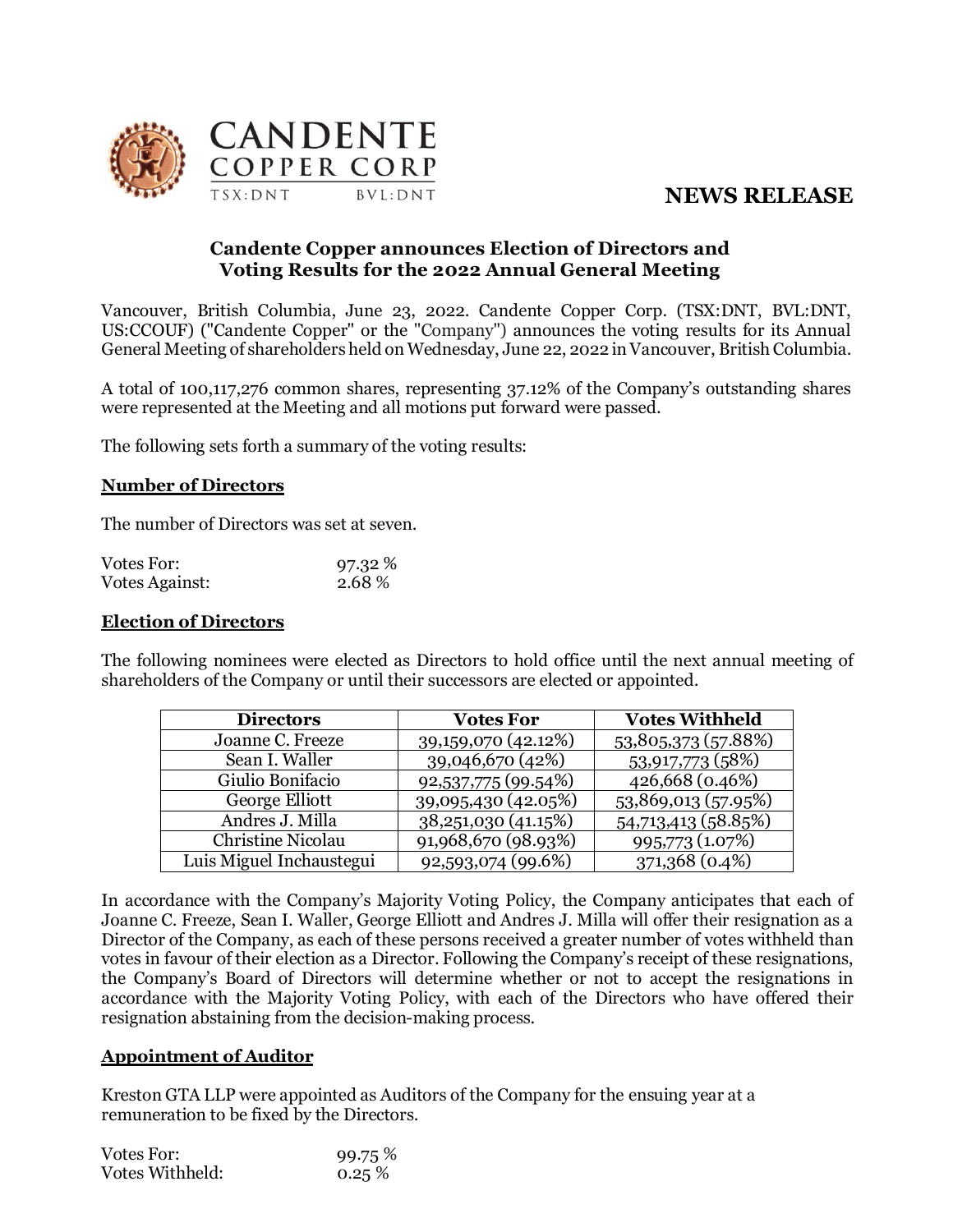CANDENTE COPPER CORP

TSX:DNT BVL:DNT

**NEWS RELEASE**

## Candente Copper announces Election of Directors and Voting Results for the 2022 Annual General Meeting

Vancouver, British Columbia, June 23, 2022. Candente Copper Corp. (TSX:DNT, BVL:DNT, US:CCOUF) ("Candente Copper" or the "Company") announces the voting results for its Annual General Meeting of shareholders held on Wednesday, June 22, 2022 in Vancouver, British Columbia.

A total of 100,117,276 common shares, representing 37.12% of the Company's outstanding shares were represented at the Meeting and all motions put forward were passed.

The following sets forth a summary of the voting results:

### Number of Directors

The number of Directors was set at seven.

Votes For: 97.32 %
Votes Against: 2.68 %

### Election of Directors

The following nominees were elected as Directors to hold office until the next annual meeting of shareholders of the Company or until their successors are elected or appointed.

| Directors | Votes For | Votes Withheld |
|---|---|---|
| Joanne C. Freeze | 39,159,070 (42.12%) | 53,805,373 (57.88%) |
| Sean I. Waller | 39,046,670 (42%) | 53,917,773 (58%) |
| Giulio Bonifacio | 92,537,775 (99.54%) | 426,668 (0.46%) |
| George Elliott | 39,095,430 (42.05%) | 53,869,013 (57.95%) |
| Andres J. Milla | 38,251,030 (41.15%) | 54,713,413 (58.85%) |
| Christine Nicolau | 91,968,670 (98.93%) | 995,773 (1.07%) |
| Luis Miguel Inchaustegui | 92,593,074 (99.6%) | 371,368 (0.4%) |

In accordance with the Company's Majority Voting Policy, the Company anticipates that each of Joanne C. Freeze, Sean I. Waller, George Elliott and Andres J. Milla will offer their resignation as a Director of the Company, as each of these persons received a greater number of votes withheld than votes in favour of their election as a Director. Following the Company's receipt of these resignations, the Company's Board of Directors will determine whether or not to accept the resignations in accordance with the Majority Voting Policy, with each of the Directors who have offered their resignation abstaining from the decision-making process.

### Appointment of Auditor

Kreston GTA LLP were appointed as Auditors of the Company for the ensuing year at a remuneration to be fixed by the Directors.

Votes For: 99.75 %
Votes Withheld: 0.25 %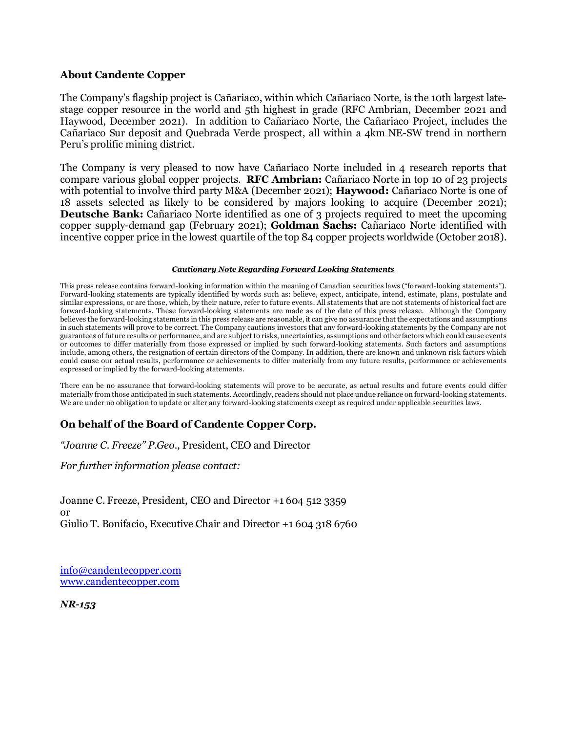## About Candente Copper

The Company's flagship project is Cañariaco, within which Cañariaco Norte, is the 10th largest late-stage copper resource in the world and 5th highest in grade (RFC Ambrian, December 2021 and Haywood, December 2021). In addition to Cañariaco Norte, the Cañariaco Project, includes the Cañariaco Sur deposit and Quebrada Verde prospect, all within a 4km NE-SW trend in northern Peru's prolific mining district.

The Company is very pleased to now have Cañariaco Norte included in 4 research reports that compare various global copper projects. **RFC Ambrian:** Cañariaco Norte in top 10 of 23 projects with potential to involve third party M&A (December 2021); **Haywood:** Cañariaco Norte is one of 18 assets selected as likely to be considered by majors looking to acquire (December 2021); **Deutsche Bank:** Cañariaco Norte identified as one of 3 projects required to meet the upcoming copper supply-demand gap (February 2021); **Goldman Sachs:** Cañariaco Norte identified with incentive copper price in the lowest quartile of the top 84 copper projects worldwide (October 2018).

***Cautionary Note Regarding Forward Looking Statements***

This press release contains forward-looking information within the meaning of Canadian securities laws ("forward-looking statements"). Forward-looking statements are typically identified by words such as: believe, expect, anticipate, intend, estimate, plans, postulate and similar expressions, or are those, which, by their nature, refer to future events. All statements that are not statements of historical fact are forward-looking statements. These forward-looking statements are made as of the date of this press release. Although the Company believes the forward-looking statements in this press release are reasonable, it can give no assurance that the expectations and assumptions in such statements will prove to be correct. The Company cautions investors that any forward-looking statements by the Company are not guarantees of future results or performance, and are subject to risks, uncertainties, assumptions and other factors which could cause events or outcomes to differ materially from those expressed or implied by such forward-looking statements. Such factors and assumptions include, among others, the resignation of certain directors of the Company. In addition, there are known and unknown risk factors which could cause our actual results, performance or achievements to differ materially from any future results, performance or achievements expressed or implied by the forward-looking statements.

There can be no assurance that forward-looking statements will prove to be accurate, as actual results and future events could differ materially from those anticipated in such statements. Accordingly, readers should not place undue reliance on forward-looking statements. We are under no obligation to update or alter any forward-looking statements except as required under applicable securities laws.

### On behalf of the Board of Candente Copper Corp.

*"Joanne C. Freeze" P.Geo.,* President, CEO and Director

*For further information please contact:*

Joanne C. Freeze, President, CEO and Director +1 604 512 3359
or
Giulio T. Bonifacio, Executive Chair and Director +1 604 318 6760

info@candentecopper.com
www.candentecopper.com

***NR-153***